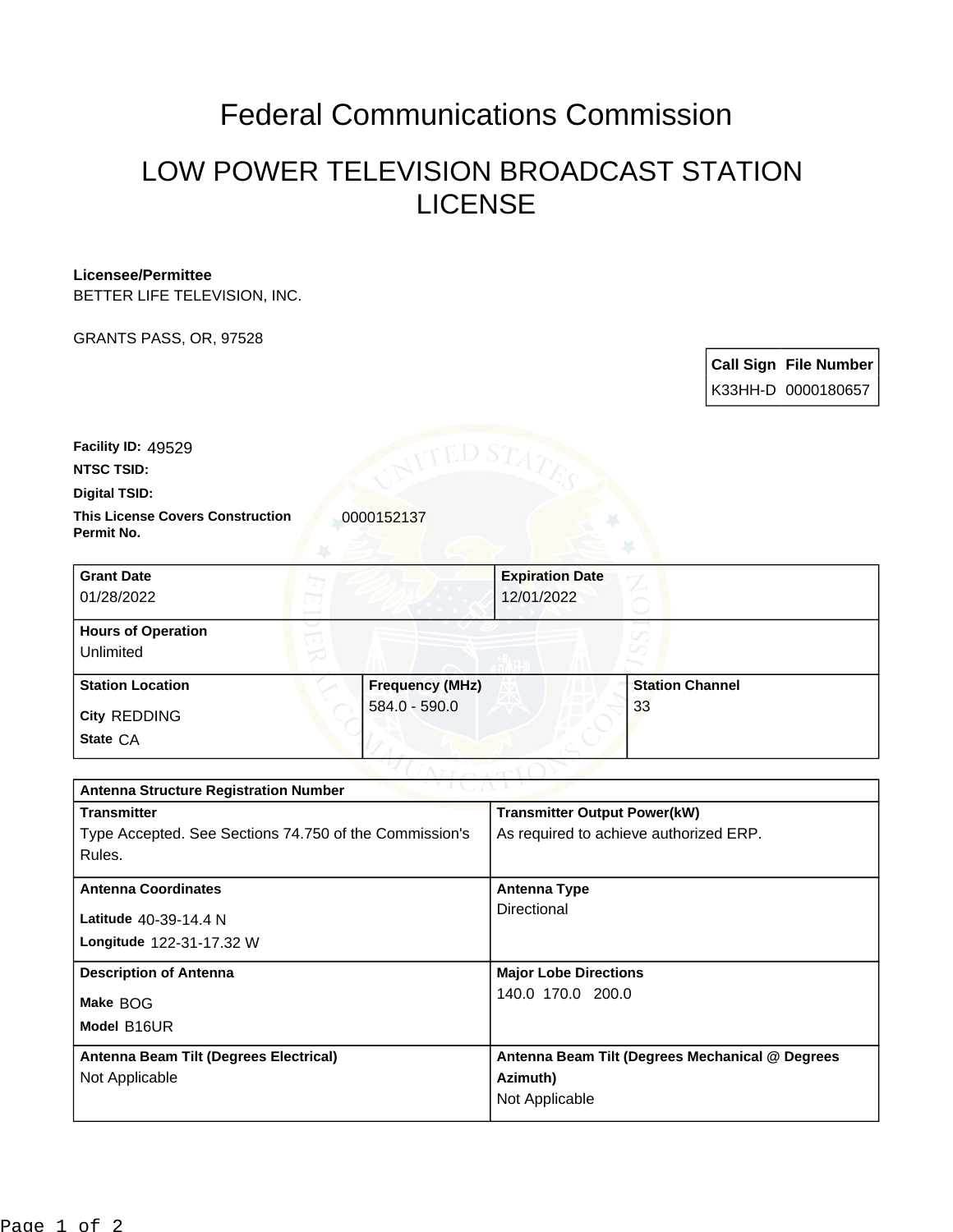# Federal Communications Commission

## LOW POWER TELEVISION BROADCAST STATION LICENSE

**Licensee/Permittee**
BETTER LIFE TELEVISION, INC.

GRANTS PASS, OR, 97528

| Call Sign | File Number |
|---|---|
| K33HH-D | 0000180657 |

**Facility ID:** 49529
**NTSC TSID:**
**Digital TSID:**
**This License Covers Construction Permit No.** 0000152137

| Grant Date | Expiration Date |
|---|---|
| 01/28/2022 | 12/01/2022 |

| Hours of Operation |
|---|
| Unlimited |

| Station Location | Frequency (MHz) | Station Channel |
|---|---|---|
| City REDDING<br>State CA | 584.0 - 590.0 | 33 |

| Antenna Structure Registration Number | |
|---|---|
| **Transmitter**<br>Type Accepted. See Sections 74.750 of the Commission's Rules. | **Transmitter Output Power(kW)**<br>As required to achieve authorized ERP. |
| **Antenna Coordinates**<br>Latitude 40-39-14.4 N<br>Longitude 122-31-17.32 W | **Antenna Type**<br>Directional |
| **Description of Antenna**<br>Make BOG<br>Model B16UR | **Major Lobe Directions**<br>140.0 170.0 200.0 |
| **Antenna Beam Tilt (Degrees Electrical)**<br>Not Applicable | **Antenna Beam Tilt (Degrees Mechanical @ Degrees Azimuth)**<br>Not Applicable |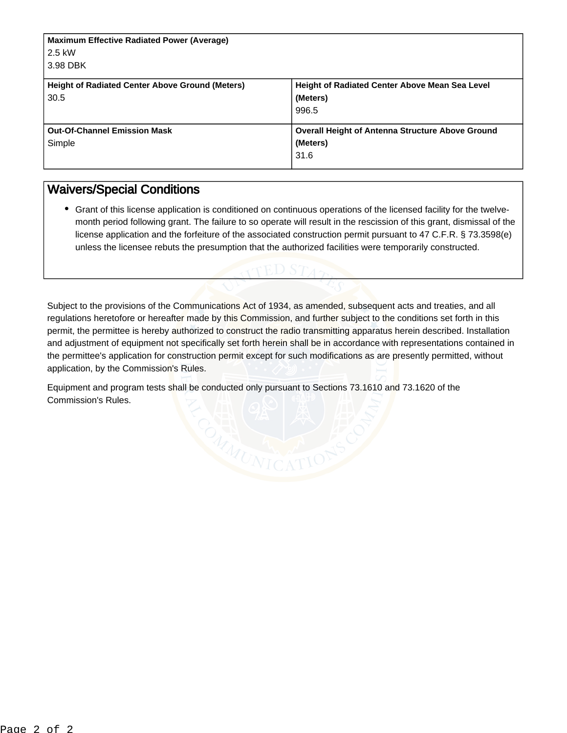| | |
|---|---|
| **Maximum Effective Radiated Power (Average)**<br>2.5 kW<br>3.98 DBK | |
| **Height of Radiated Center Above Ground (Meters)**<br>30.5 | **Height of Radiated Center Above Mean Sea Level (Meters)**<br>996.5 |
| **Out-Of-Channel Emission Mask**<br>Simple | **Overall Height of Antenna Structure Above Ground (Meters)**<br>31.6 |

## Waivers/Special Conditions

- Grant of this license application is conditioned on continuous operations of the licensed facility for the twelve-month period following grant. The failure to so operate will result in the rescission of this grant, dismissal of the license application and the forfeiture of the associated construction permit pursuant to 47 C.F.R. § 73.3598(e) unless the licensee rebuts the presumption that the authorized facilities were temporarily constructed.

Subject to the provisions of the Communications Act of 1934, as amended, subsequent acts and treaties, and all regulations heretofore or hereafter made by this Commission, and further subject to the conditions set forth in this permit, the permittee is hereby authorized to construct the radio transmitting apparatus herein described. Installation and adjustment of equipment not specifically set forth herein shall be in accordance with representations contained in the permittee's application for construction permit except for such modifications as are presently permitted, without application, by the Commission's Rules.

Equipment and program tests shall be conducted only pursuant to Sections 73.1610 and 73.1620 of the Commission's Rules.